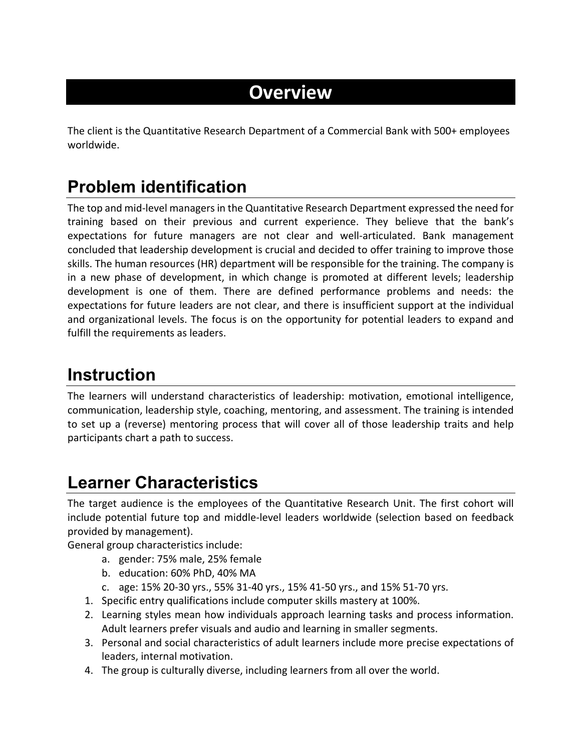# Overview

The client is the Quantitative Research Department of a Commercial Bank with 500+ employees worldwide.

## Problem identification

The top and mid-level managers in the Quantitative Research Department expressed the need for training based on their previous and current experience. They believe that the bank's expectations for future managers are not clear and well-articulated. Bank management concluded that leadership development is crucial and decided to offer training to improve those skills. The human resources (HR) department will be responsible for the training. The company is in a new phase of development, in which change is promoted at different levels; leadership development is one of them. There are defined performance problems and needs: the expectations for future leaders are not clear, and there is insufficient support at the individual and organizational levels. The focus is on the opportunity for potential leaders to expand and fulfill the requirements as leaders.

## Instruction

The learners will understand characteristics of leadership: motivation, emotional intelligence, communication, leadership style, coaching, mentoring, and assessment. The training is intended to set up a (reverse) mentoring process that will cover all of those leadership traits and help participants chart a path to success.

## Learner Characteristics

The target audience is the employees of the Quantitative Research Unit. The first cohort will include potential future top and middle-level leaders worldwide (selection based on feedback provided by management).

General group characteristics include:

a. gender: 75% male, 25% female
b. education: 60% PhD, 40% MA
c. age: 15% 20-30 yrs., 55% 31-40 yrs., 15% 41-50 yrs., and 15% 51-70 yrs.

1. Specific entry qualifications include computer skills mastery at 100%.
2. Learning styles mean how individuals approach learning tasks and process information. Adult learners prefer visuals and audio and learning in smaller segments.
3. Personal and social characteristics of adult learners include more precise expectations of leaders, internal motivation.
4. The group is culturally diverse, including learners from all over the world.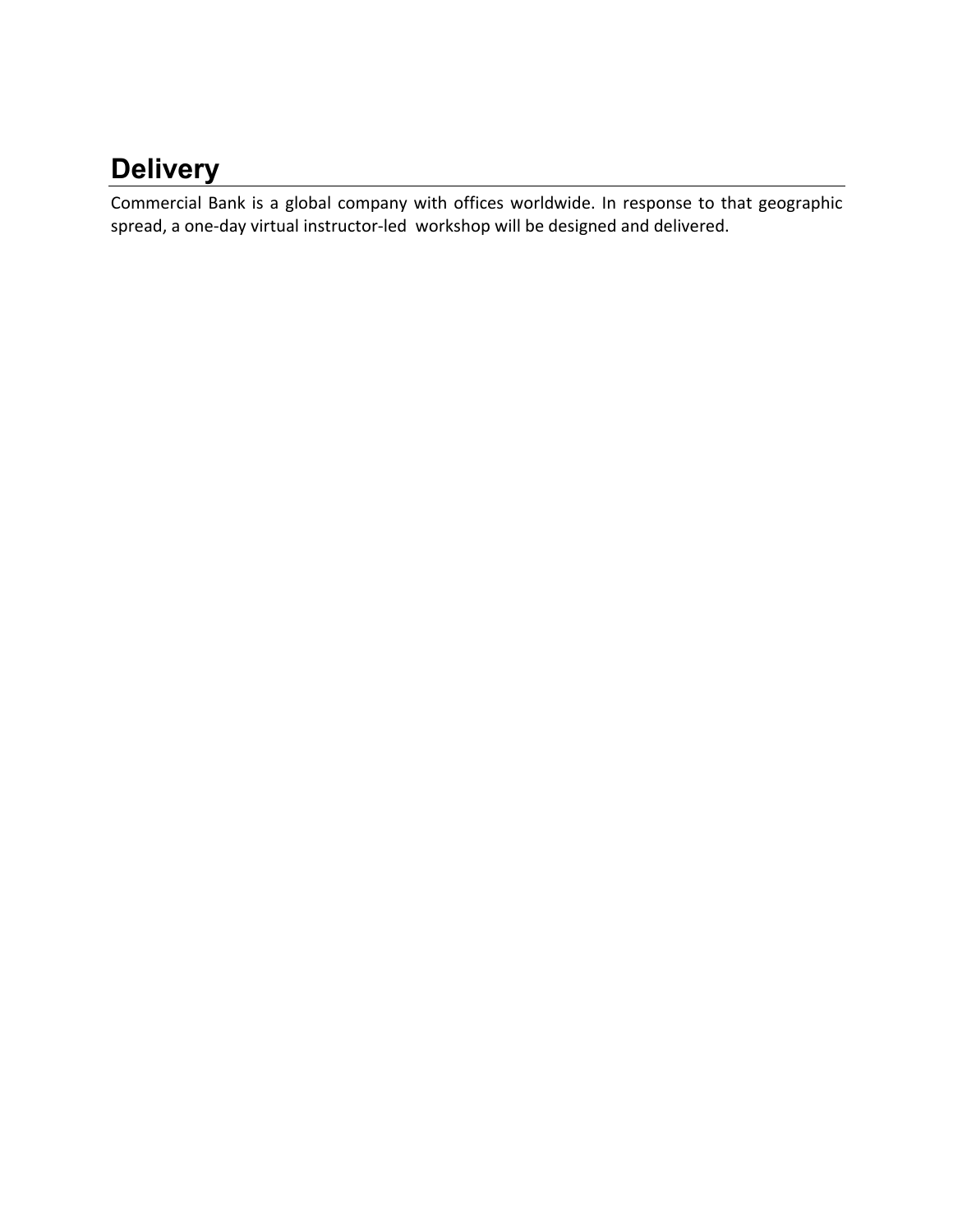## Delivery

Commercial Bank is a global company with offices worldwide. In response to that geographic spread, a one-day virtual instructor-led workshop will be designed and delivered.